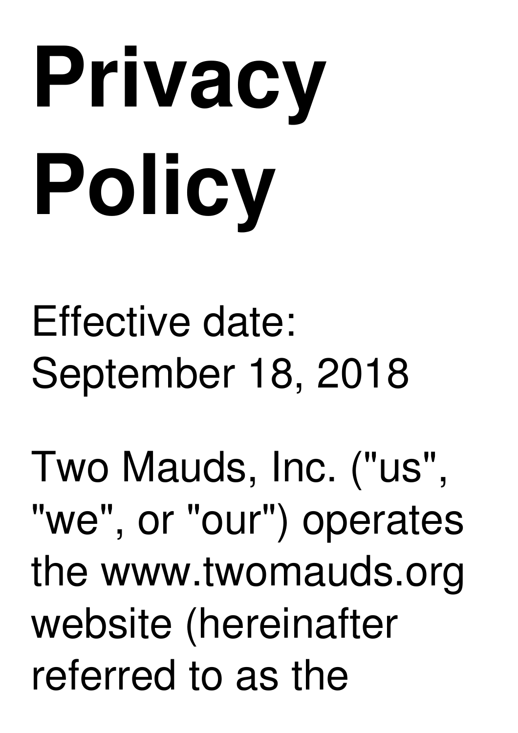# Privacy Policy

Effective date: September 18, 2018

Two Mauds, Inc. ("us", "we", or "our") operates the www.twomauds.org website (hereinafter referred to as the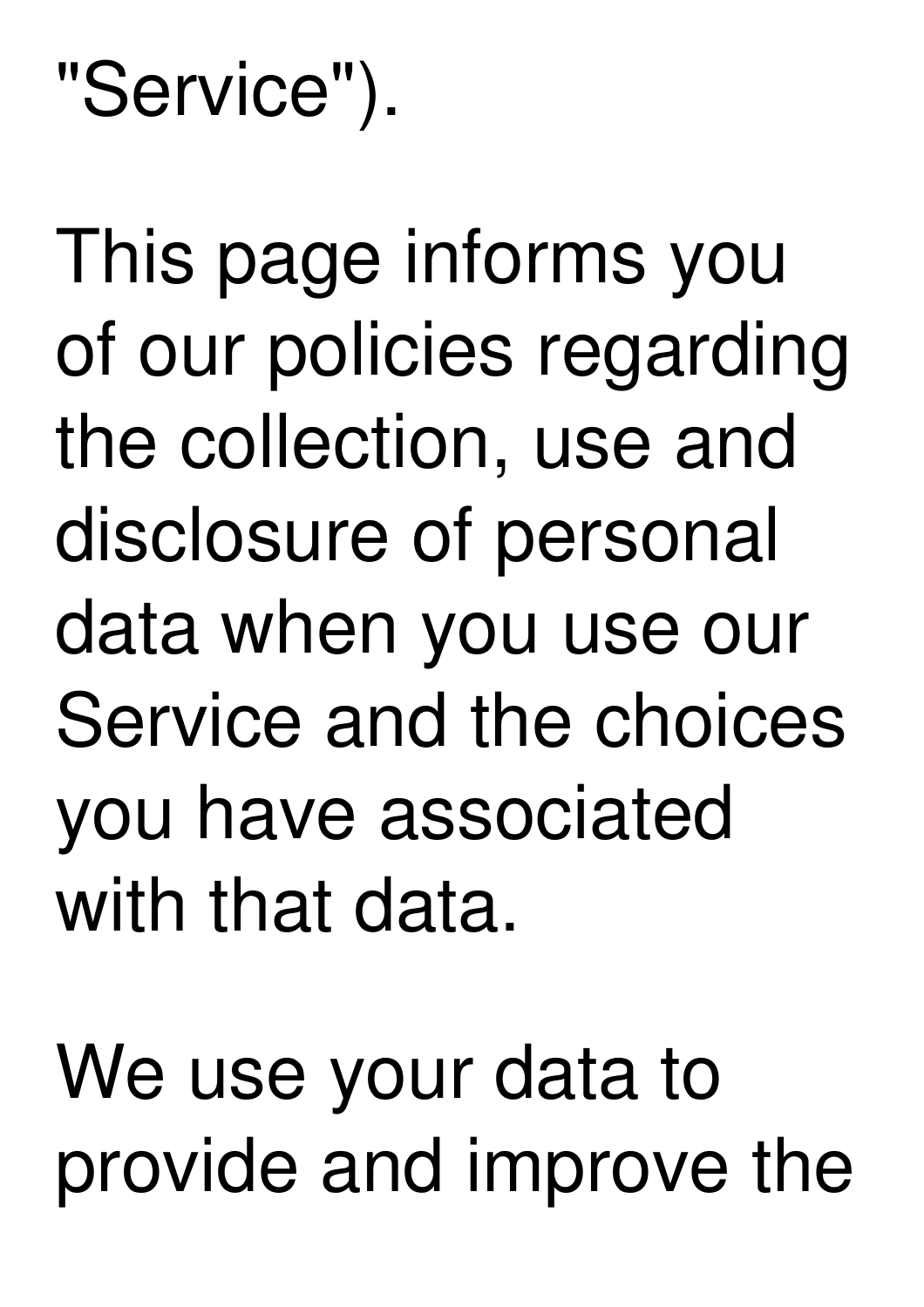"Service").

This page informs you of our policies regarding the collection, use and disclosure of personal data when you use our Service and the choices you have associated with that data.

We use your data to provide and improve the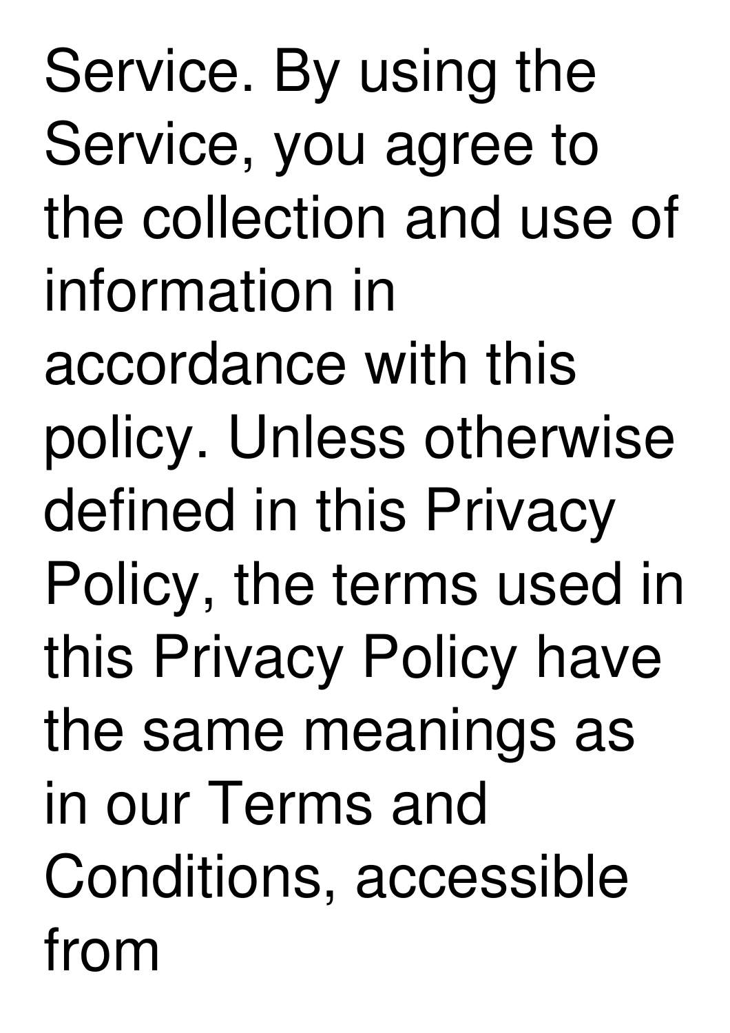Service. By using the Service, you agree to the collection and use of information in accordance with this policy. Unless otherwise defined in this Privacy Policy, the terms used in this Privacy Policy have the same meanings as in our Terms and Conditions, accessible from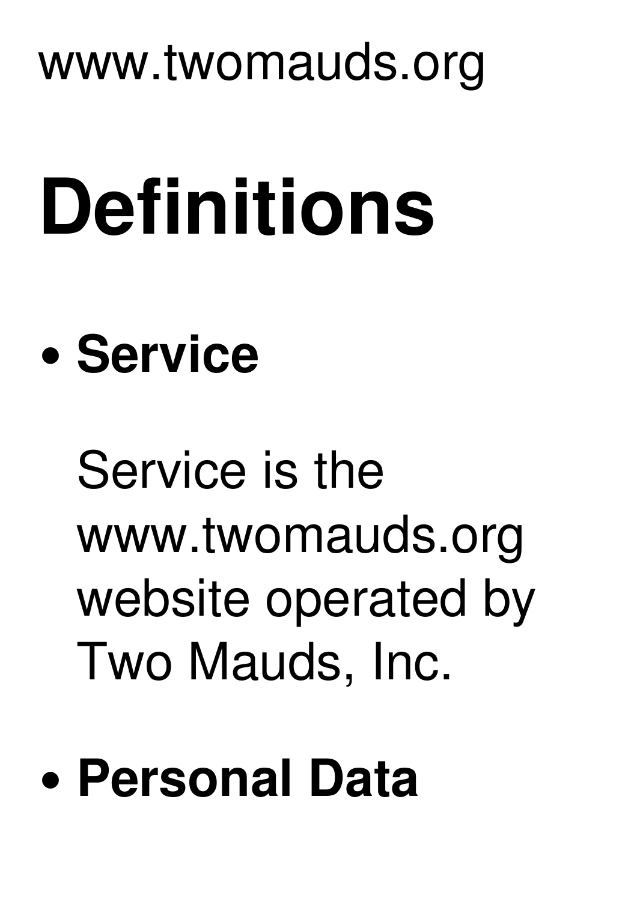# Definitions

- **Service**

  Service is the www.twomauds.org website operated by Two Mauds, Inc.

- **Personal Data**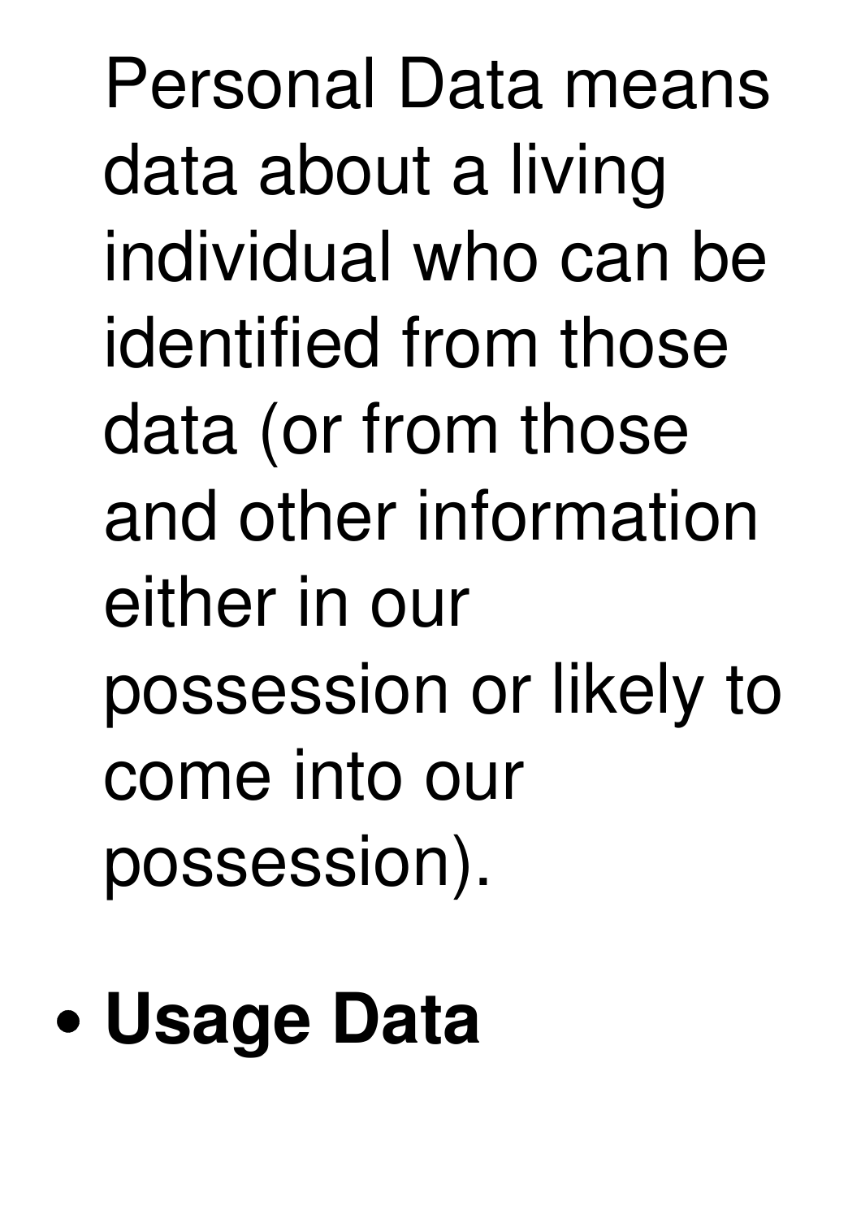Personal Data means data about a living individual who can be identified from those data (or from those and other information either in our possession or likely to come into our possession).

- **Usage Data**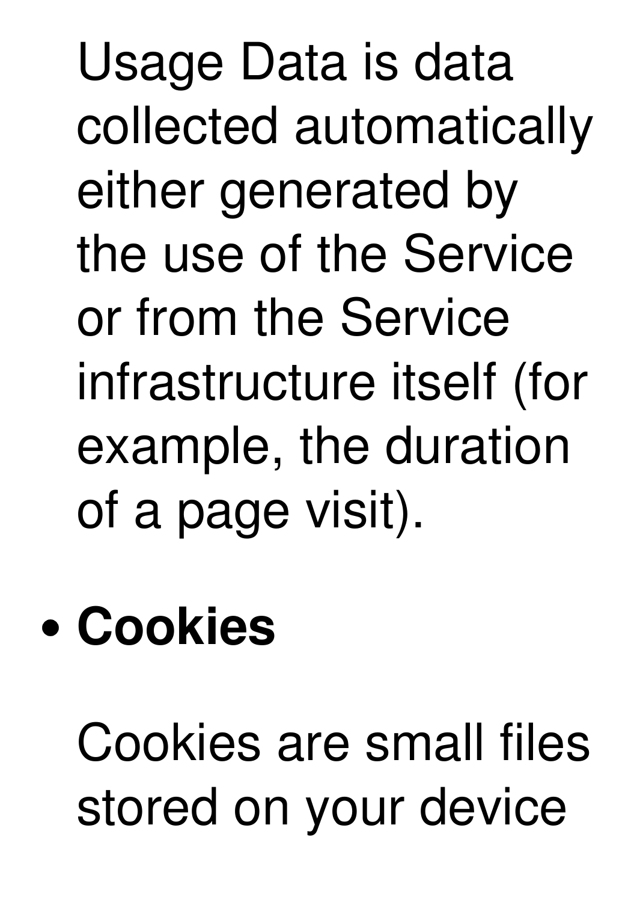Usage Data is data collected automatically either generated by the use of the Service or from the Service infrastructure itself (for example, the duration of a page visit).

- **Cookies**

  Cookies are small files stored on your device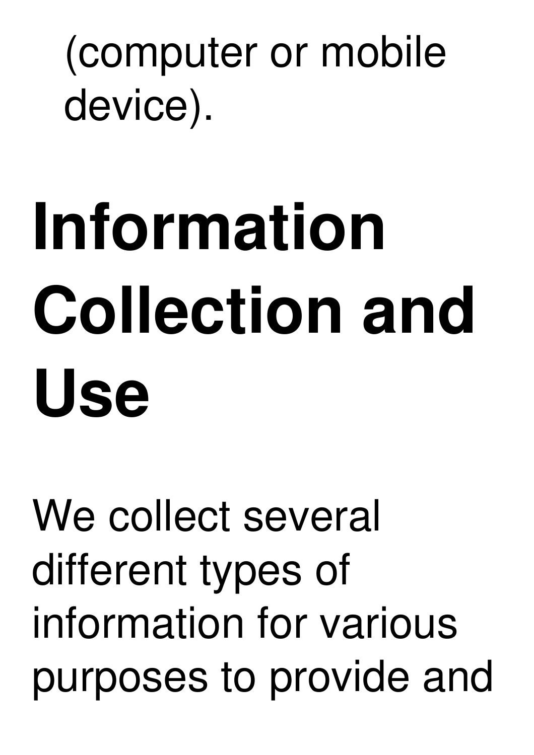(computer or mobile device).

# Information Collection and Use

We collect several different types of information for various purposes to provide and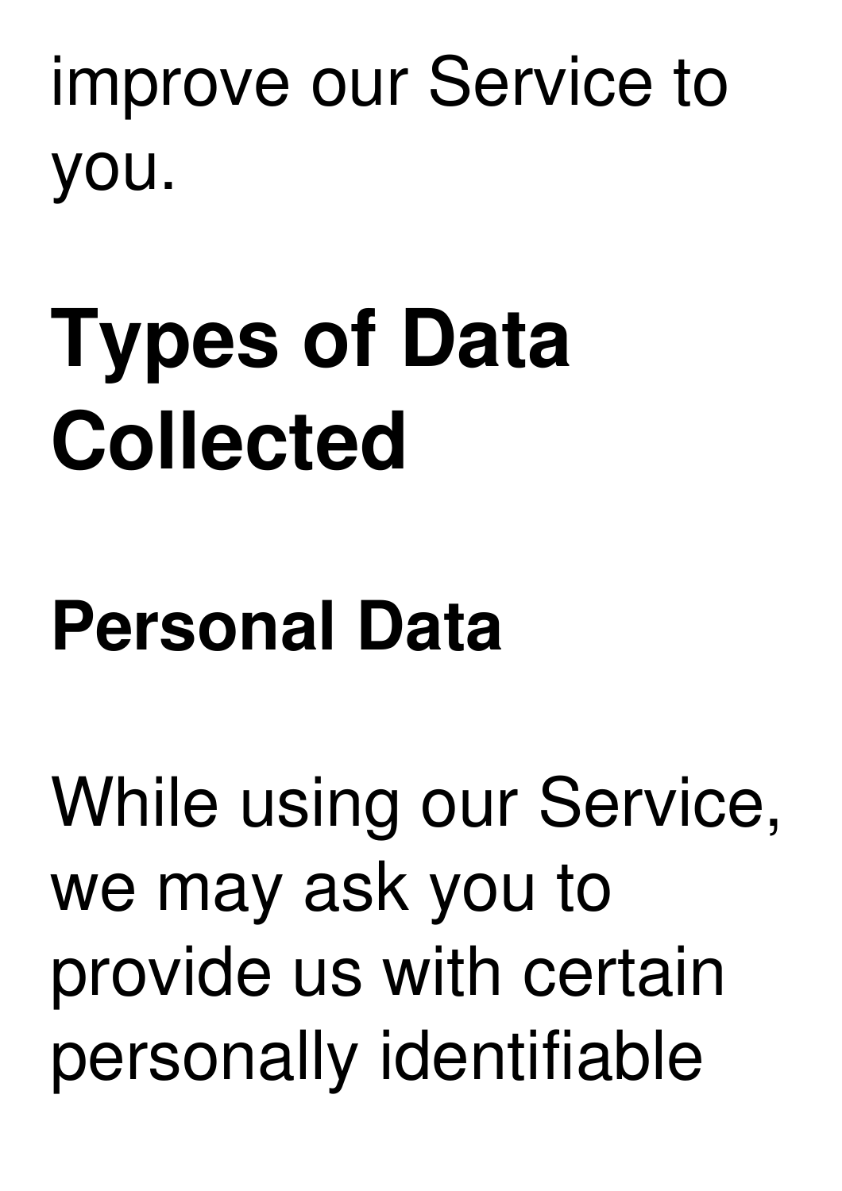improve our Service to you.

# Types of Data Collected

## Personal Data

While using our Service, we may ask you to provide us with certain personally identifiable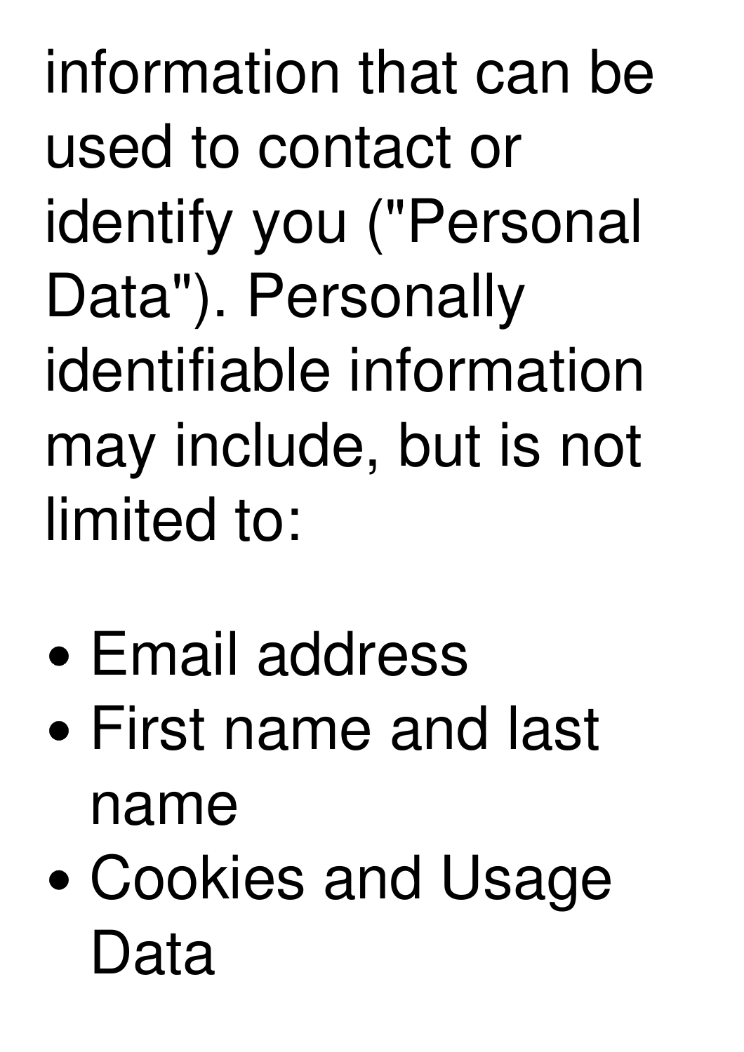information that can be used to contact or identify you ("Personal Data"). Personally identifiable information may include, but is not limited to:

- Email address
- First name and last name
- Cookies and Usage Data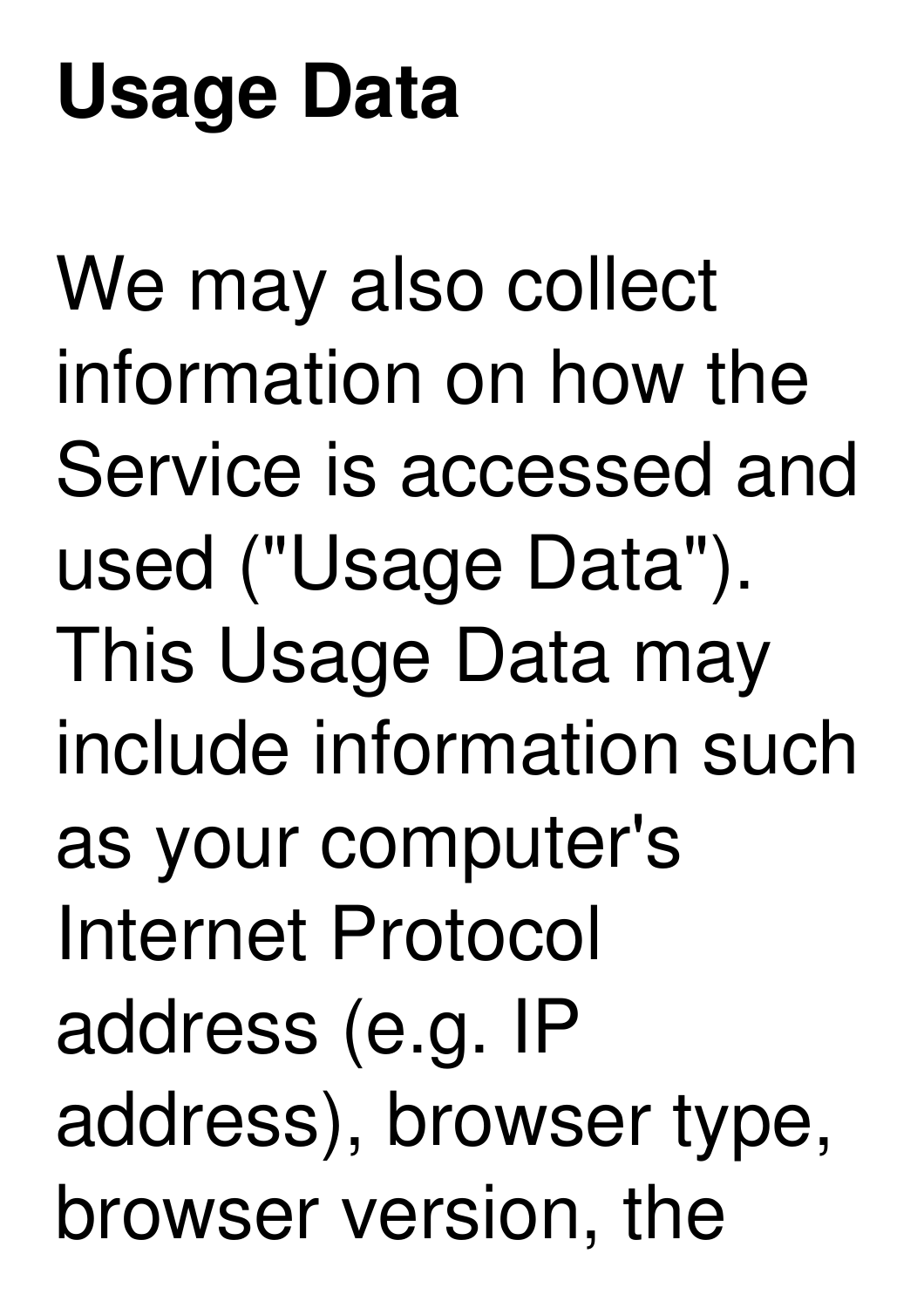## Usage Data

We may also collect information on how the Service is accessed and used ("Usage Data"). This Usage Data may include information such as your computer's Internet Protocol address (e.g. IP address), browser type, browser version, the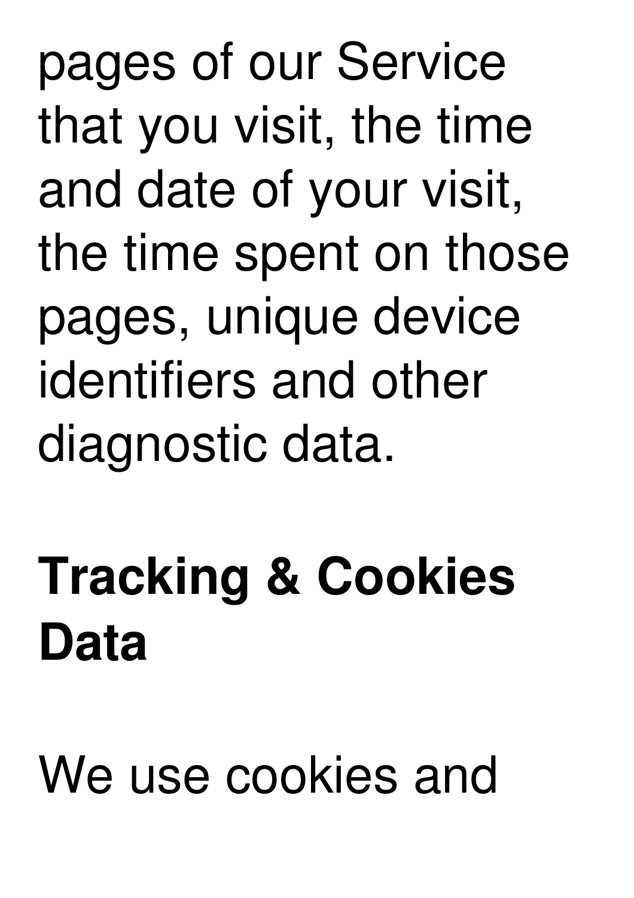pages of our Service that you visit, the time and date of your visit, the time spent on those pages, unique device identifiers and other diagnostic data.

## Tracking & Cookies Data

We use cookies and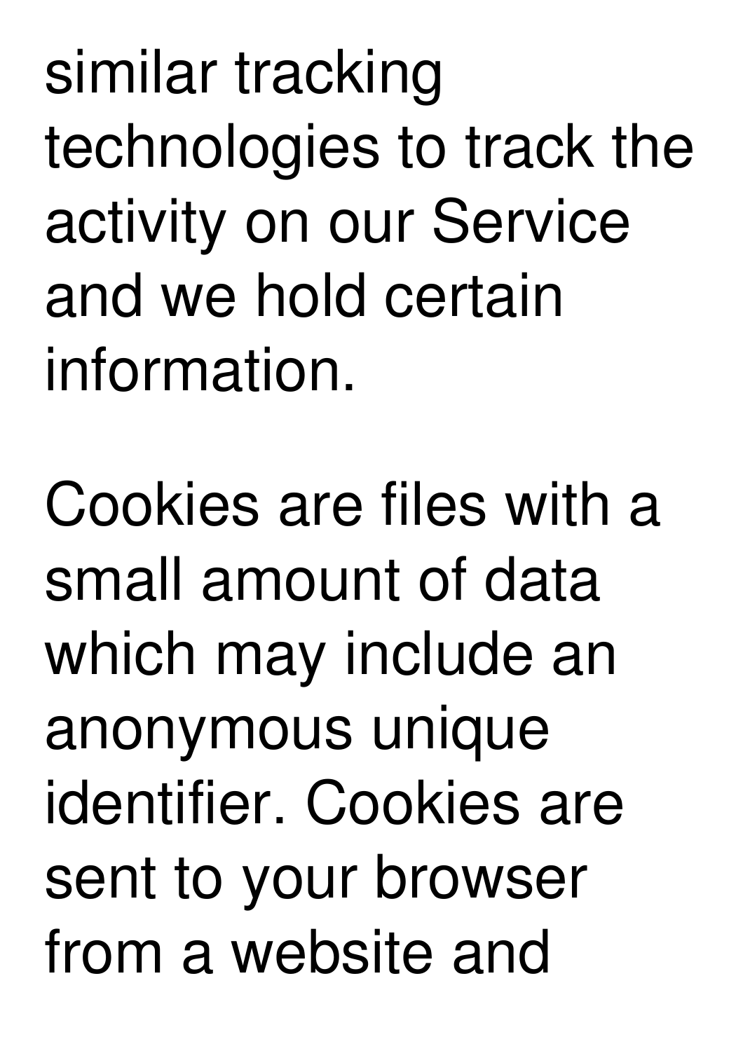similar tracking technologies to track the activity on our Service and we hold certain information.

Cookies are files with a small amount of data which may include an anonymous unique identifier. Cookies are sent to your browser from a website and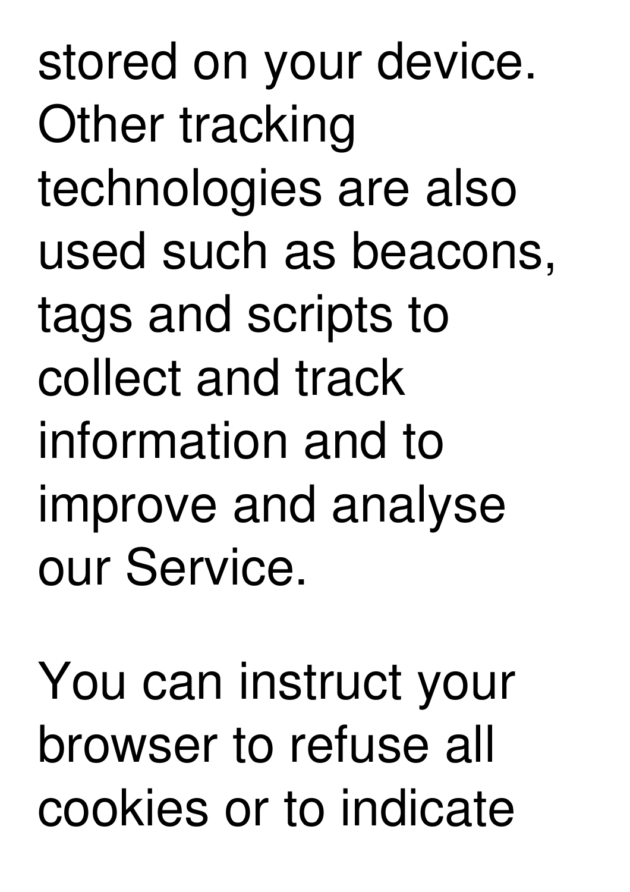stored on your device. Other tracking technologies are also used such as beacons, tags and scripts to collect and track information and to improve and analyse our Service.

You can instruct your browser to refuse all cookies or to indicate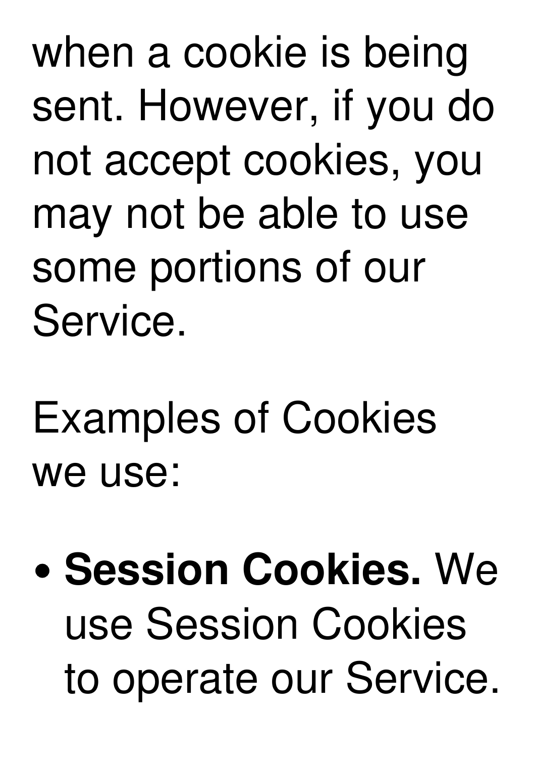when a cookie is being sent. However, if you do not accept cookies, you may not be able to use some portions of our Service.

Examples of Cookies we use:

- **Session Cookies.** We use Session Cookies to operate our Service.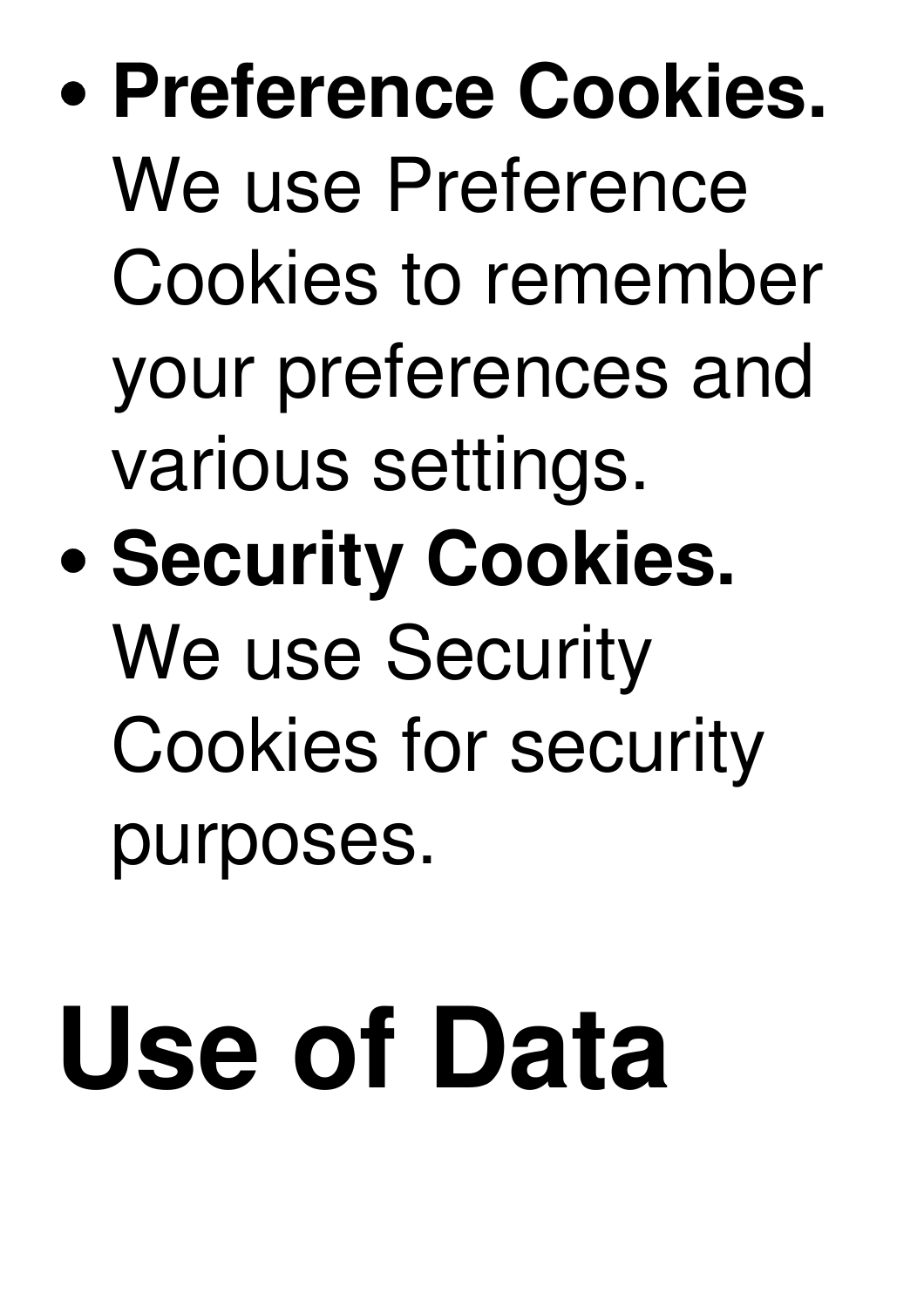- **Preference Cookies.** We use Preference Cookies to remember your preferences and various settings.
- **Security Cookies.** We use Security Cookies for security purposes.

# Use of Data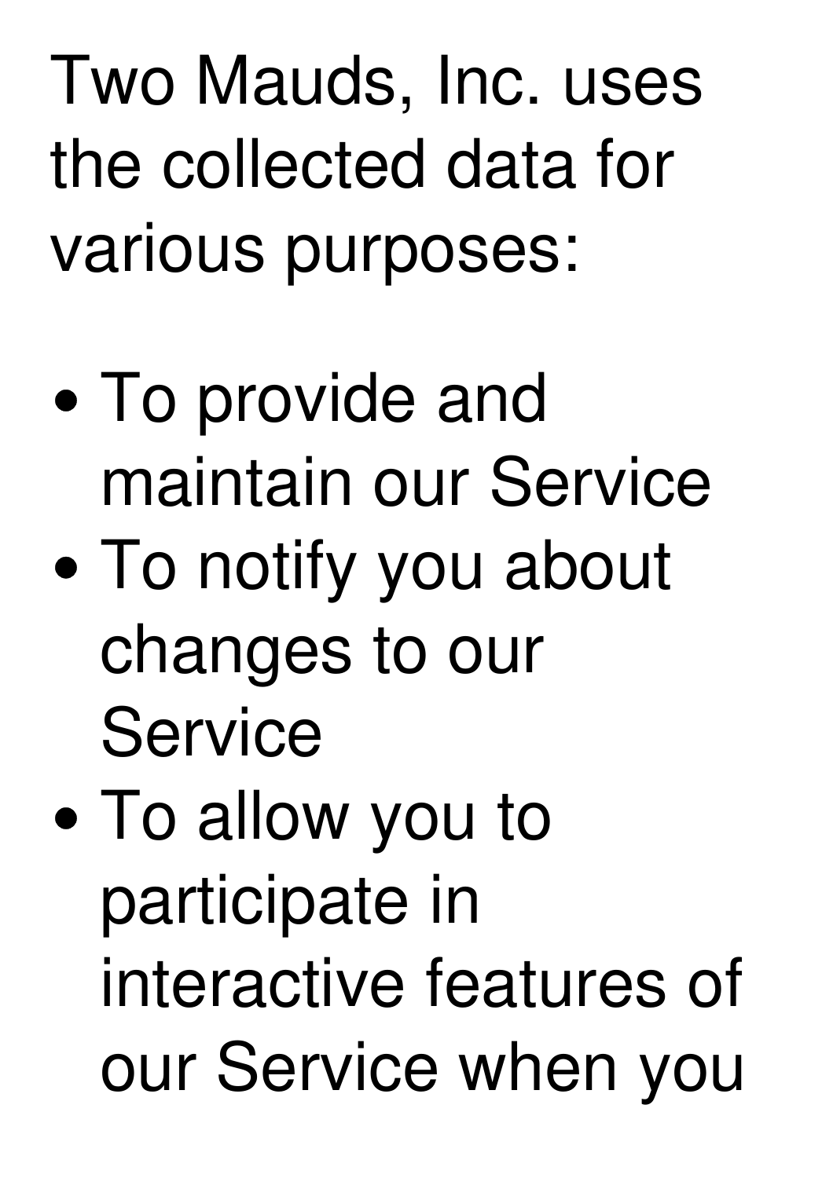Two Mauds, Inc. uses the collected data for various purposes:

- To provide and maintain our Service
- To notify you about changes to our Service
- To allow you to participate in interactive features of our Service when you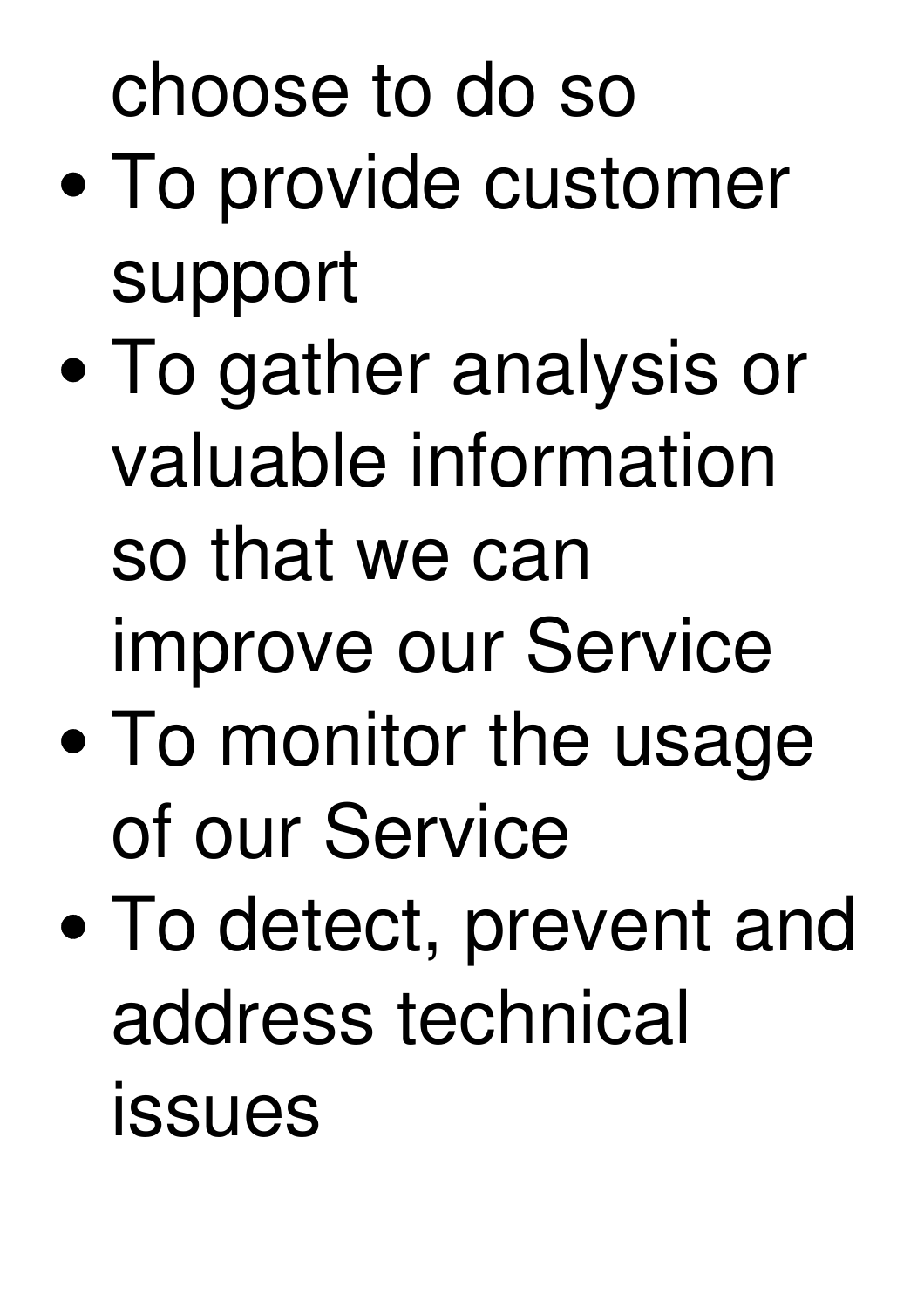choose to do so

- To provide customer support
- To gather analysis or valuable information so that we can improve our Service
- To monitor the usage of our Service
- To detect, prevent and address technical issues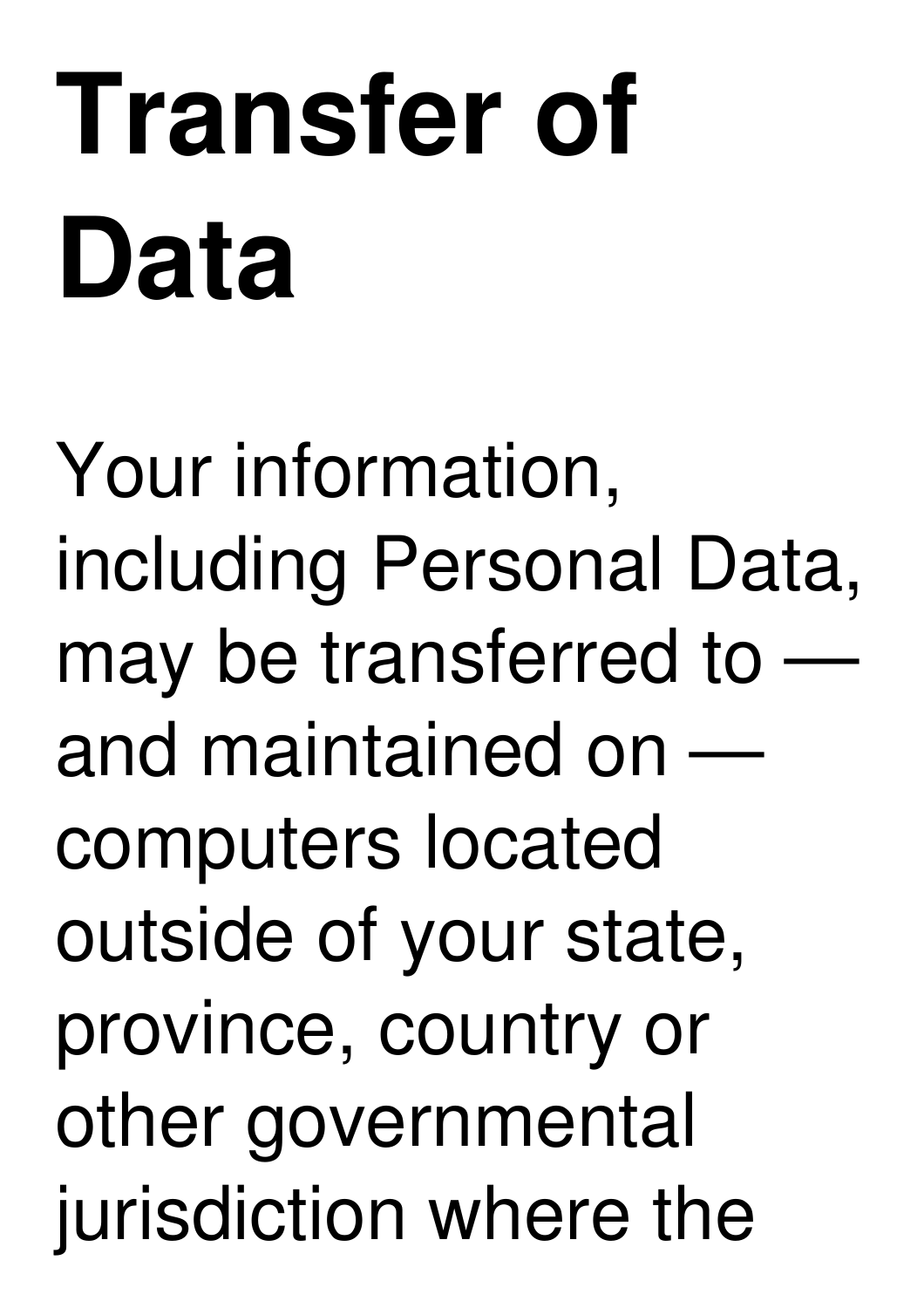# Transfer of Data

Your information, including Personal Data, may be transferred to — and maintained on — computers located outside of your state, province, country or other governmental jurisdiction where the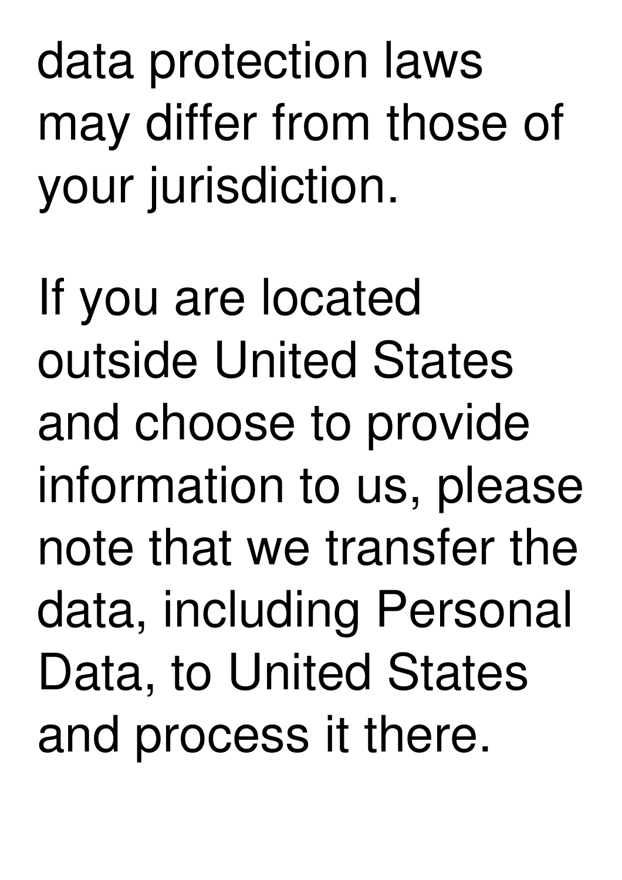data protection laws may differ from those of your jurisdiction.

If you are located outside United States and choose to provide information to us, please note that we transfer the data, including Personal Data, to United States and process it there.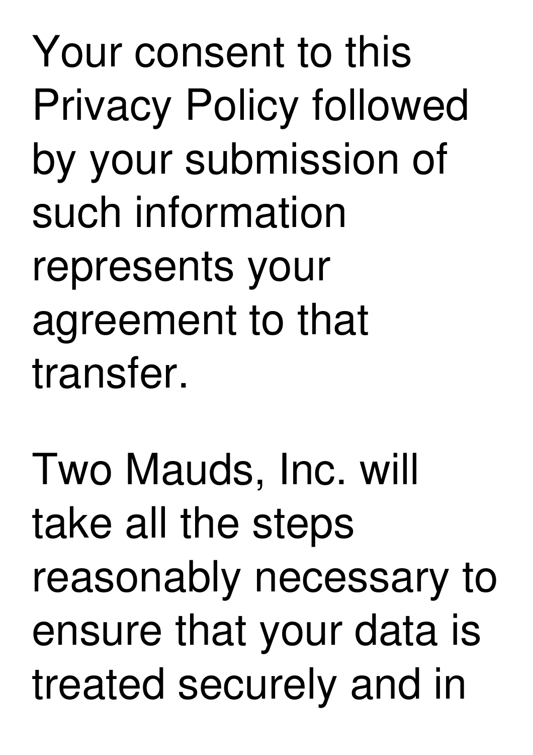Your consent to this Privacy Policy followed by your submission of such information represents your agreement to that transfer.

Two Mauds, Inc. will take all the steps reasonably necessary to ensure that your data is treated securely and in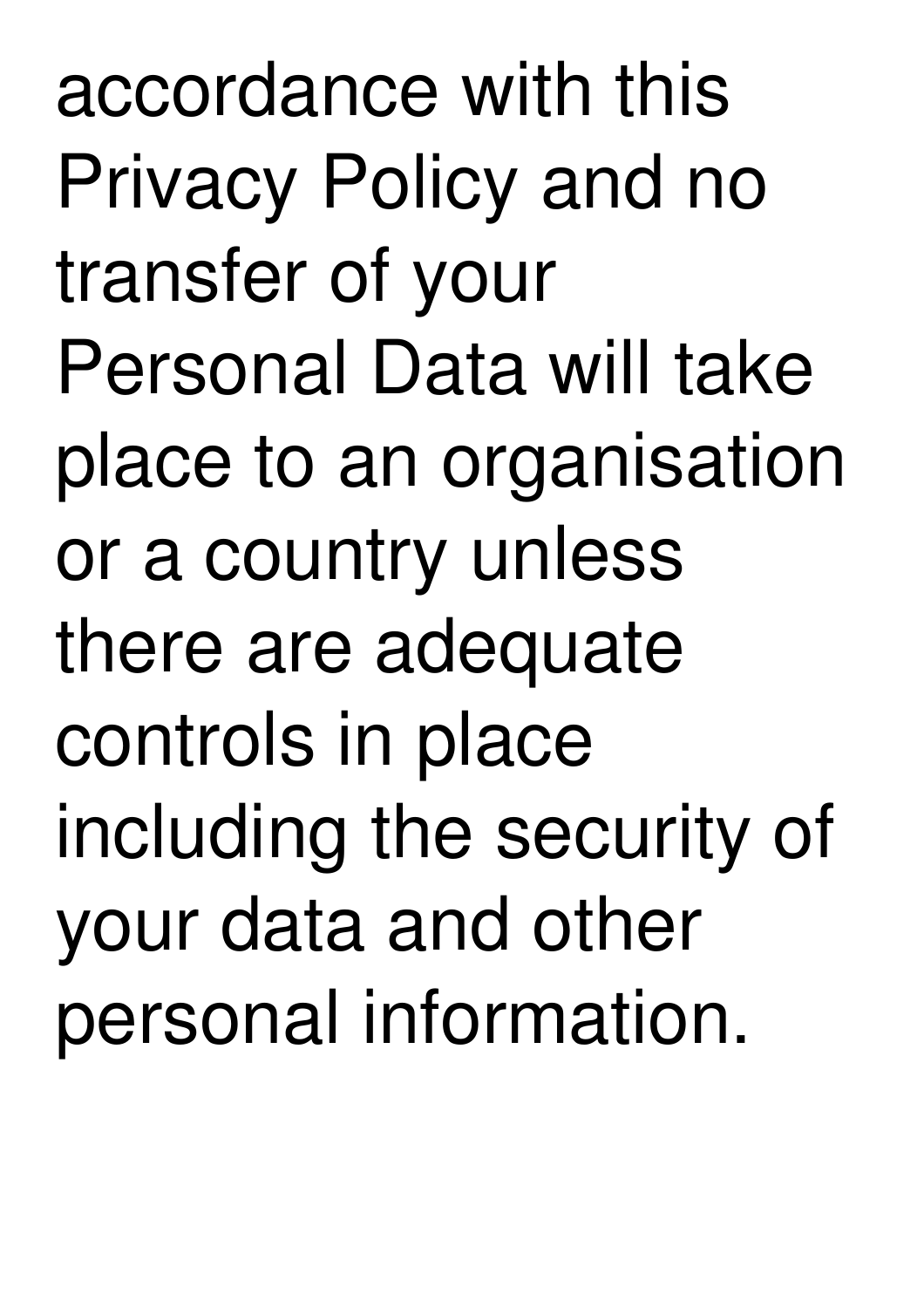accordance with this Privacy Policy and no transfer of your Personal Data will take place to an organisation or a country unless there are adequate controls in place including the security of your data and other personal information.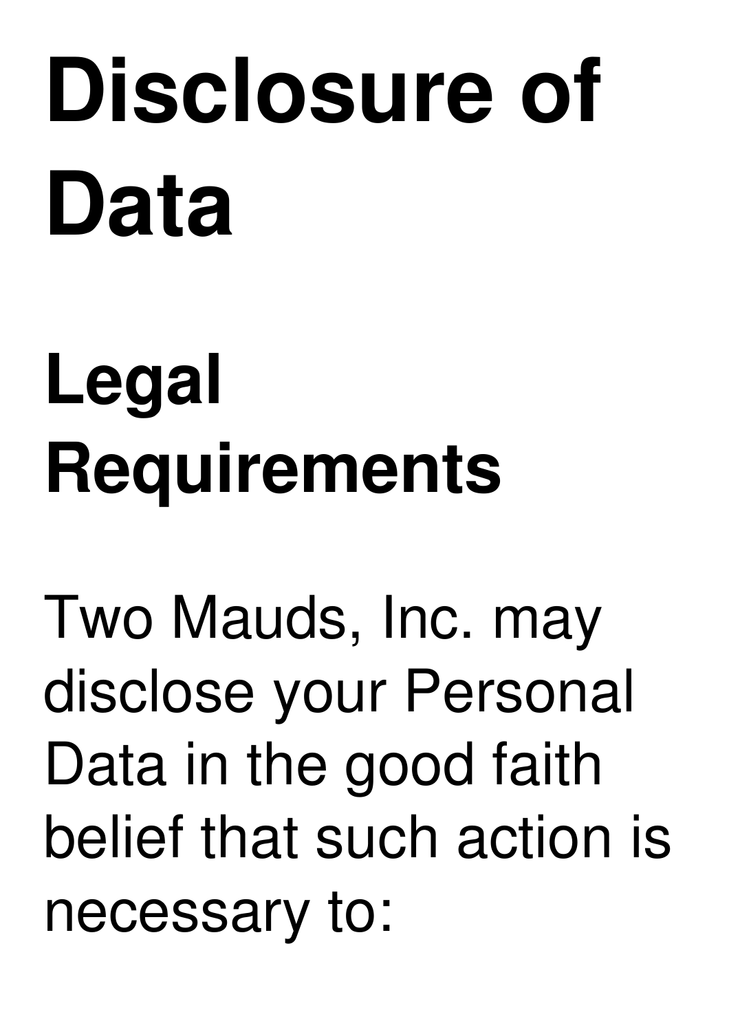# Disclosure of Data

## Legal Requirements

Two Mauds, Inc. may disclose your Personal Data in the good faith belief that such action is necessary to: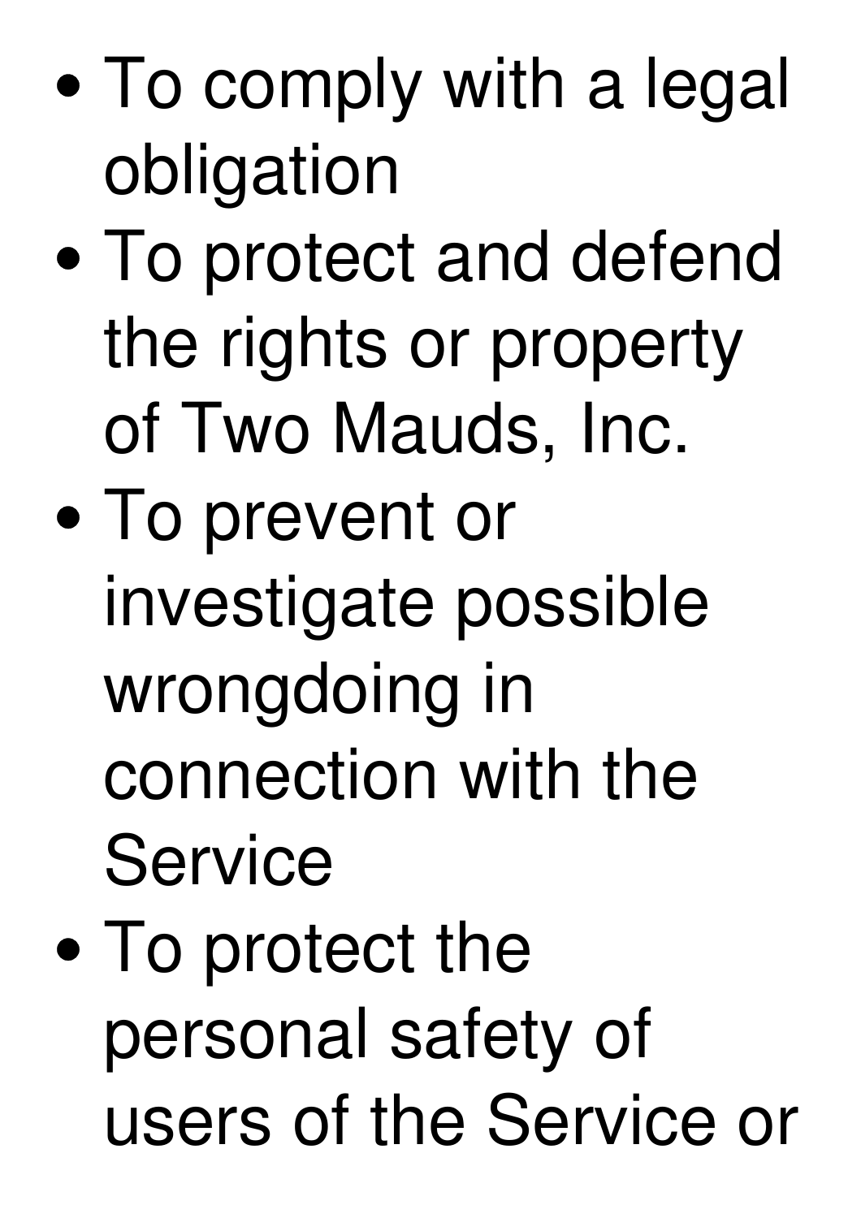- To comply with a legal obligation
- To protect and defend the rights or property of Two Mauds, Inc.
- To prevent or investigate possible wrongdoing in connection with the Service
- To protect the personal safety of users of the Service or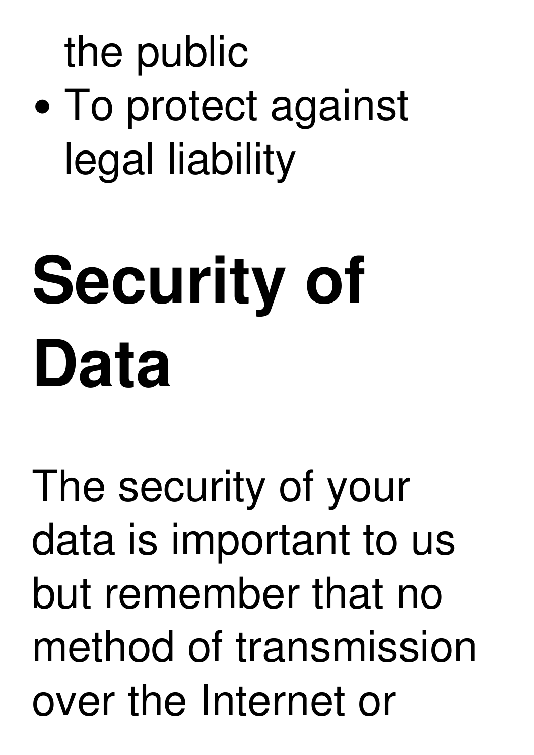the public
- To protect against legal liability

# Security of Data

The security of your data is important to us but remember that no method of transmission over the Internet or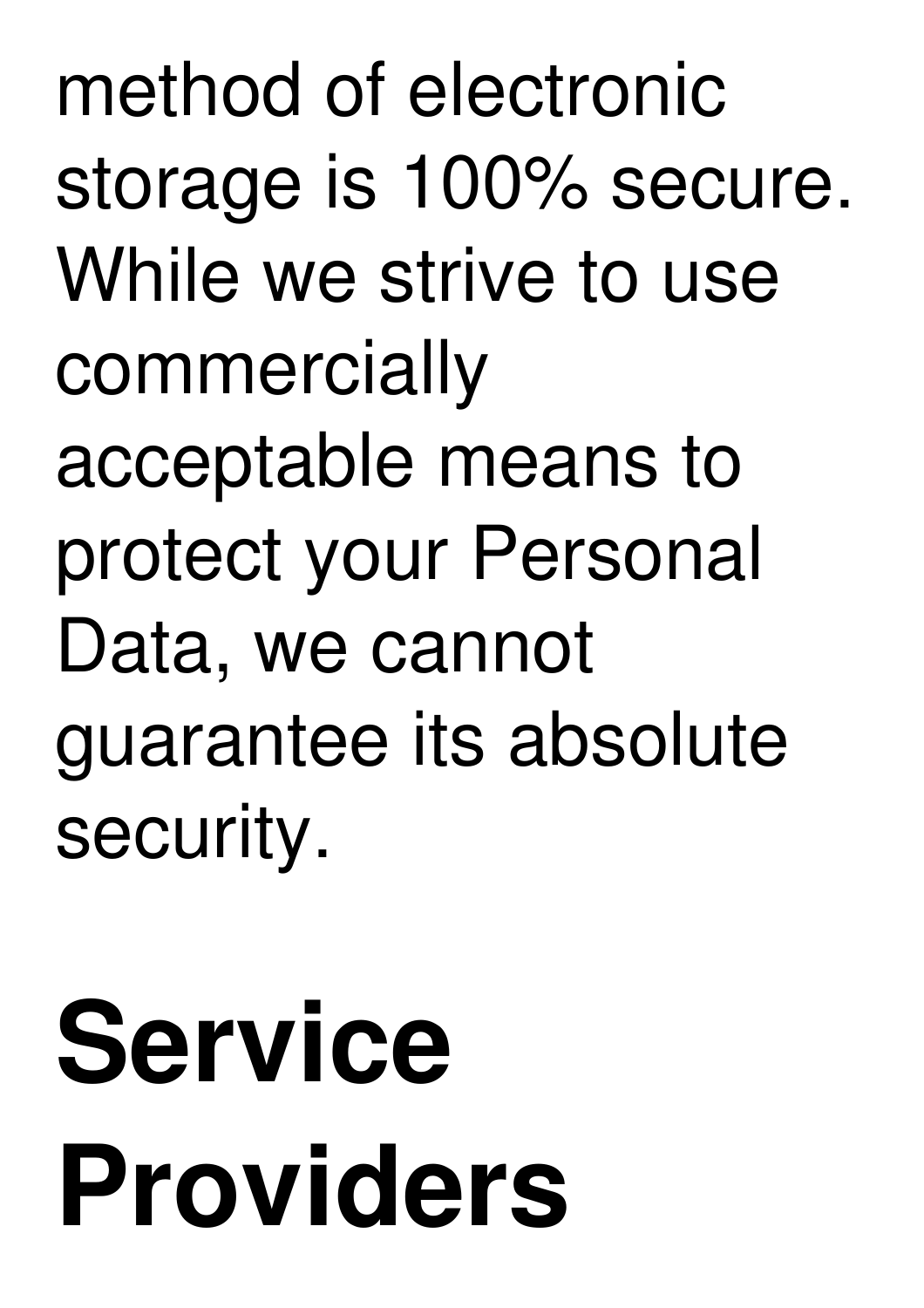method of electronic storage is 100% secure. While we strive to use commercially acceptable means to protect your Personal Data, we cannot guarantee its absolute security.

# Service Providers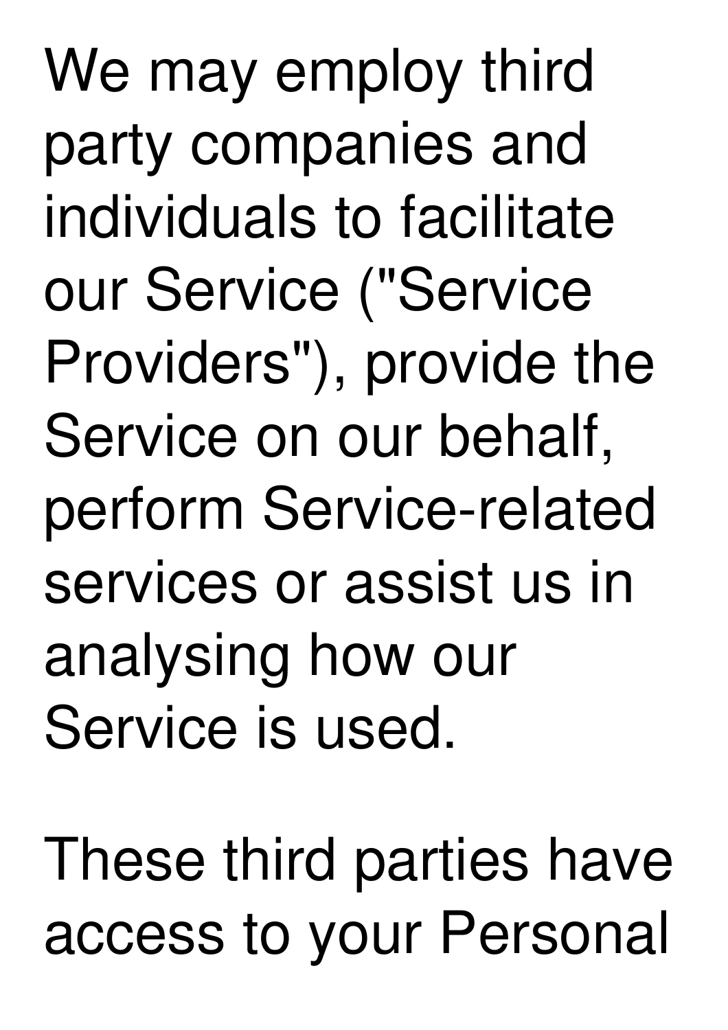We may employ third party companies and individuals to facilitate our Service ("Service Providers"), provide the Service on our behalf, perform Service-related services or assist us in analysing how our Service is used.

These third parties have access to your Personal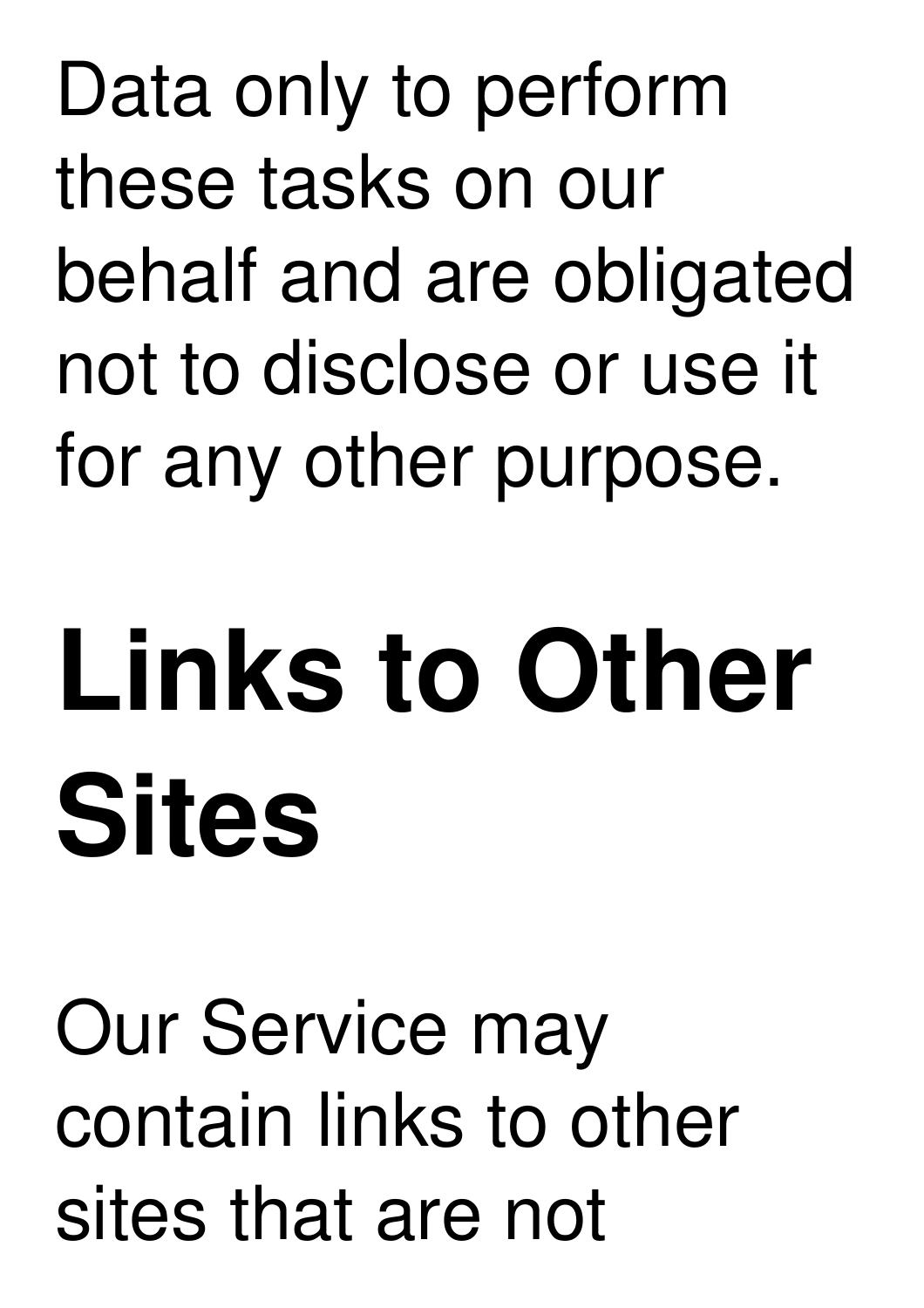Data only to perform these tasks on our behalf and are obligated not to disclose or use it for any other purpose.

# Links to Other Sites

Our Service may contain links to other sites that are not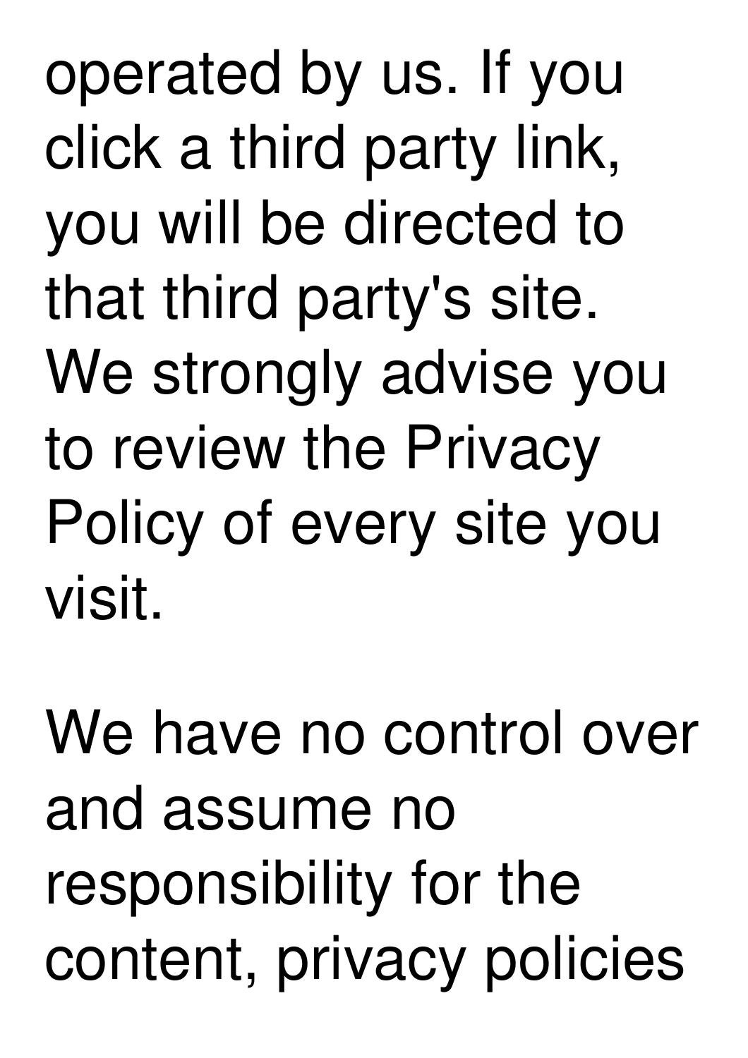operated by us. If you click a third party link, you will be directed to that third party's site. We strongly advise you to review the Privacy Policy of every site you visit.

We have no control over and assume no responsibility for the content, privacy policies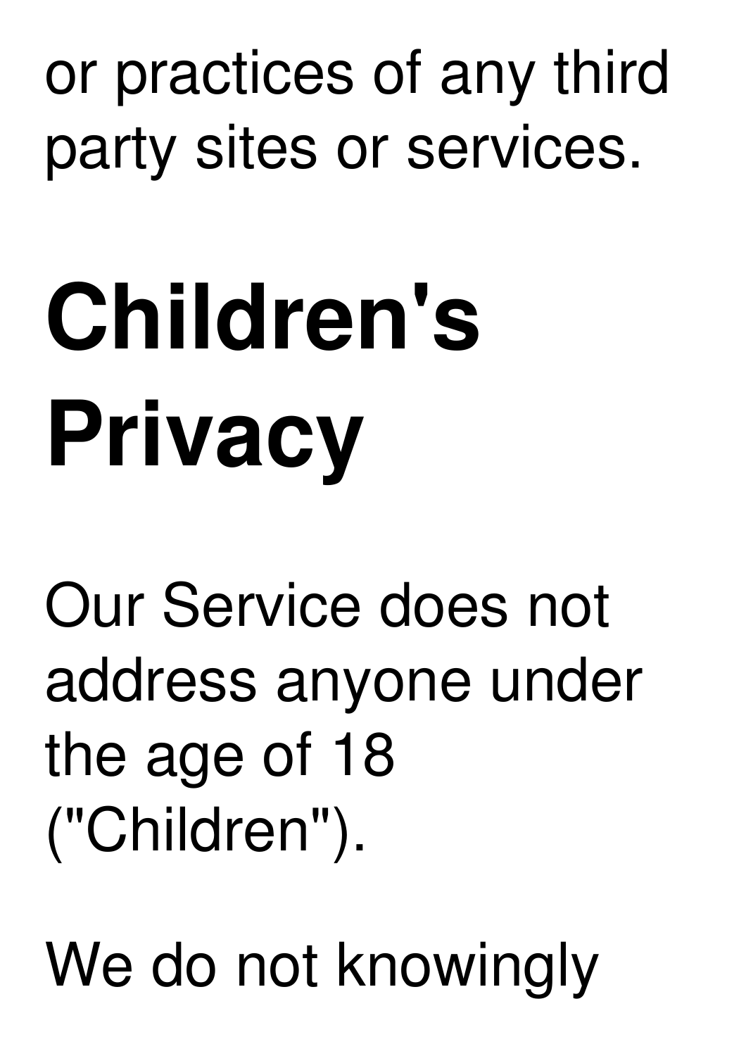or practices of any third party sites or services.

# Children's Privacy

Our Service does not address anyone under the age of 18 ("Children").

We do not knowingly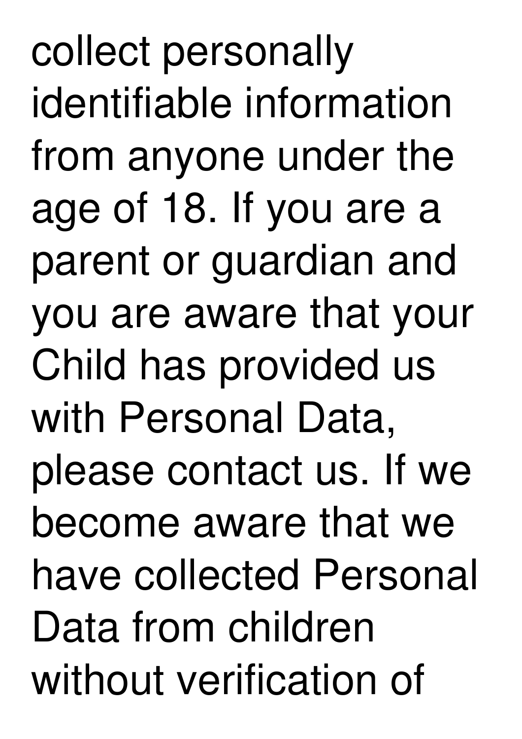collect personally identifiable information from anyone under the age of 18. If you are a parent or guardian and you are aware that your Child has provided us with Personal Data, please contact us. If we become aware that we have collected Personal Data from children without verification of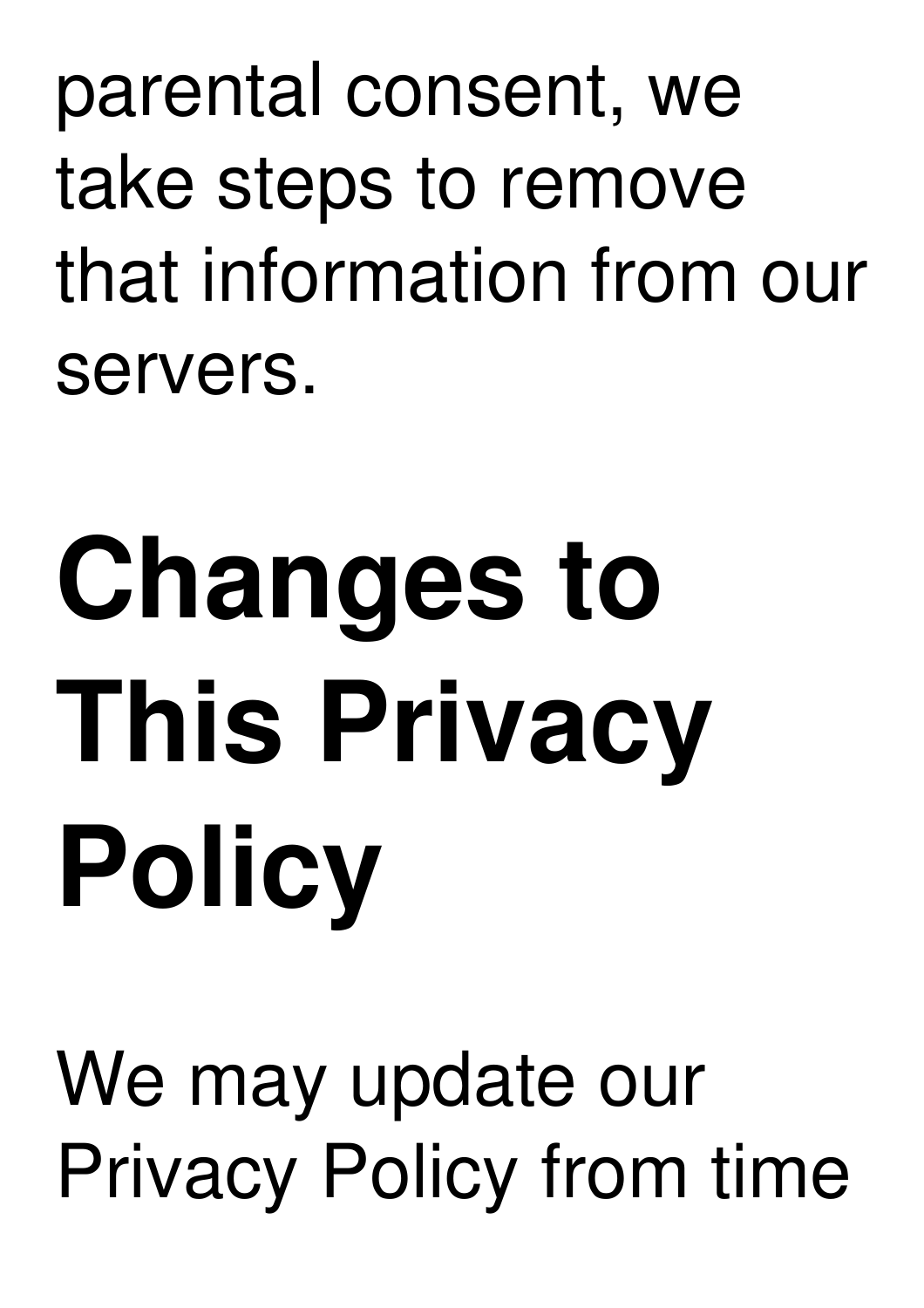parental consent, we take steps to remove that information from our servers.

# Changes to This Privacy Policy

We may update our Privacy Policy from time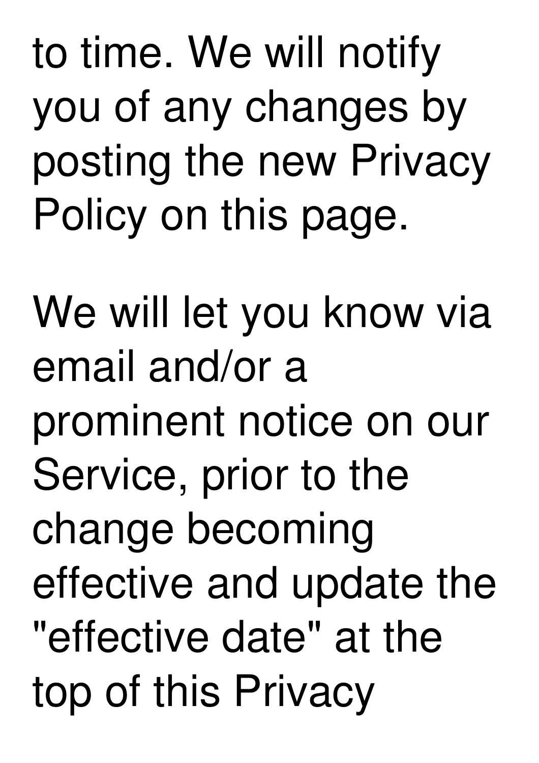to time. We will notify you of any changes by posting the new Privacy Policy on this page.

We will let you know via email and/or a prominent notice on our Service, prior to the change becoming effective and update the "effective date" at the top of this Privacy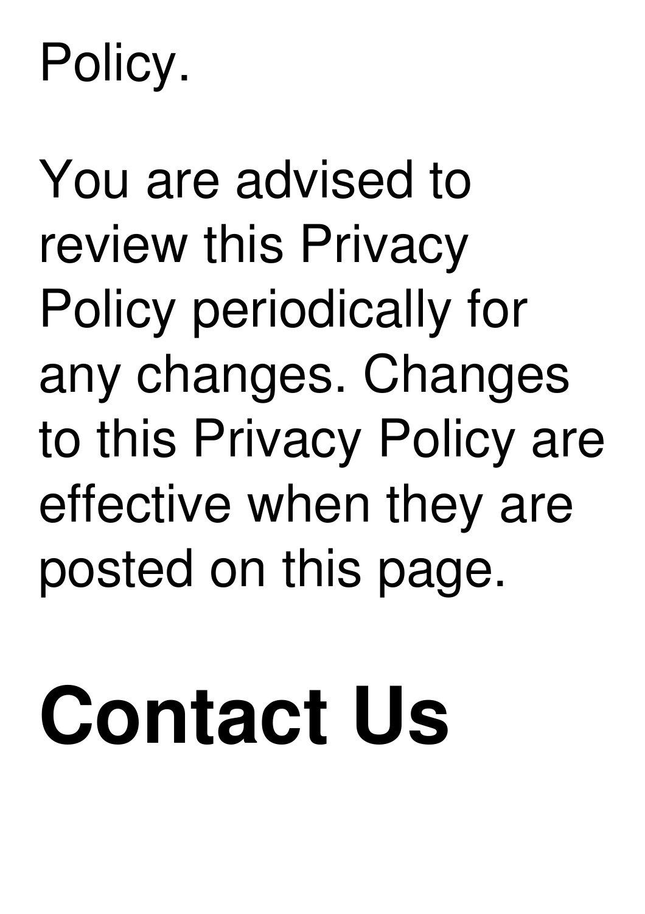Policy.

You are advised to review this Privacy Policy periodically for any changes. Changes to this Privacy Policy are effective when they are posted on this page.

# Contact Us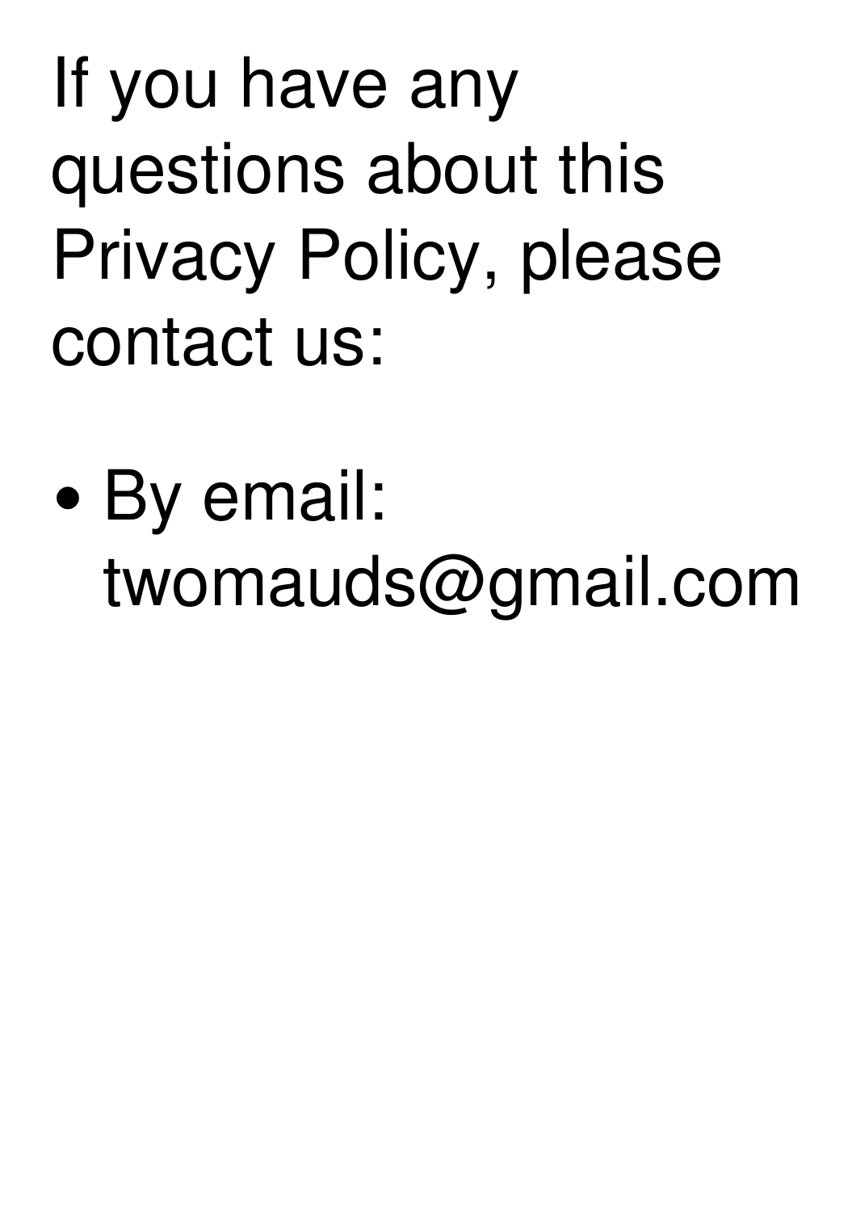If you have any questions about this Privacy Policy, please contact us:

- By email: twomauds@gmail.com